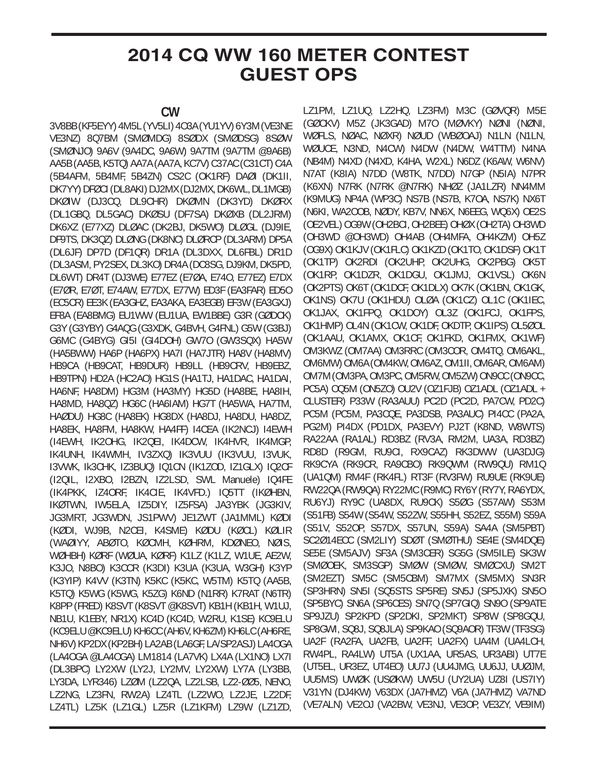# 2014 CQ WW 160 METER CONTEST GUEST OPS

## CW

3V8BB (KF5EYY) 4M5L (YV5LI) 4O3A (YU1YV) 6Y3M (VE3NE VE3NZ) 8Q7BM (SMØMDG) 8SØDX (SMØDSG) 8SØW (SMØNJO) 9A6V (9A4DC, 9A6W) 9A7TM (9A7TM @9A6B) AA5B (AA5B, K5TQ) AA7A (AA7A, KC7V) C37AC (C31CT) C4A (5B4AFM, 5B4MF, 5B4ZN) CS2C (OK1RF) DAØI (DK1II, DK7YY) DFØCI (DL8AKI) DJ2MX (DJ2MX, DK6WL, DL1MGB) DKØIW (DJ3CQ, DL9CHR) DKØMN (DK3YD) DKØRX (DL1GBQ, DL5GAC) DKØSU (DF7SA) DKØXB (DL2JRM) DK6XZ (E77XZ) DLØAC (DK2BJ, DK5WO) DLØGL (DJ9IE, DF9TS, DK3QZ) DLØNG (DK8NC) DLØRCP (DL3ARM) DP5A (DL6JF) DP7D (DF1QR) DR1A (DL3DXX, DL6FBL) DR1D (DL3ASM, PY2SEX, DL3KO) DR4A (DC8SG, DJ9KM, DK5PD, DL6WT) DR4T (DJ3WE) E77EZ (E7ØA, E74O, E77EZ) E7DX (E7ØR, E7ØT, E74AW, E77DX, E77W) ED3F (EA3FAR) ED5O (EC5CR) EE3K (EA3GHZ, EA3AKA, EA3EGB) EF3W (EA3GXJ) EF8A (EA8BMG) EU1WW (EU1UA, EW1BBE) G3R (GØDCK) G3Y (G3YBY) G4AQG (G3XDK, G4BVH, G4FNL) G5W (G3BJ) G6MC (G4BYG) GI5I (GI4DOH) GW7O (GW3SQX) HA5W (HA5BWW) HA6P (HA6PX) HA7I (HA7JTR) HA8V (HA8MV) HB9CA (HB9CAT, HB9DUR) HB9LL (HB9CRV, HB9EBZ, HB9TPN) HD2A (HC2AO) HG1S (HA1TJ, HA1DAC, HA1DAI, HA6NF, HA8DM) HG3M (HA3MY) HG5D (HA8BE, HA8IH, HA8MD, HA8QZ) HG6C (HA6IAM) HG7T (HA5WA, HA7TM, HAØDU) HG8C (HA8EK) HG8DX (HA8DJ, HA8DU, HA8DZ, HA8EK, HA8FM, HA8KW, HA4FF) I4CEA (IK2NCJ) I4EWH (I4EWH, IK2OHG, IK2QEI, IK4DCW, IK4HVR, IK4MGP, IK4UNH, IK4WMH, IV3ZXQ) IK3VUU (IK3VUU, I3VUK, I3VWK, Ik3CHK, IZ3BUQ) IQ1CN (IK1ZOD, IZ1GLX) IQ2CF (I2QIL, I2XBO, I2BZN, IZ2LSD, SWL Manuele) IQ4FE (IK4PKK, IZ4ORF, IK4CIE, IK4VFD.) IQ5TT (IKØHBN, IKØTWN, IW5ELA, IZ5DIY, IZ5FSA) JA3YBK (JG3KIV, JG3MRT, JG3WDN, JS1PWV) JE1ZWT (JA1MML) KØDI (KØDI, WJ9B, N2CEI, K4SME) KØDU (KØCL) KØLIR (WAØIYY, ABØTO, KØCMH, KØHRM, KDØNEO, NØIS, WØHBH) KØRF (WØUA, KØRF) K1LZ (K1LZ, W1UE, AE2W, K3JO, N8BO) K3CCR (K3DI) K3UA (K3UA, W3GH) K3YP (K3YIP) K4VV (K3TN) K5KC (K5KC, W5TM) K5TQ (AA5B, K5TQ) K5WG (K5WG, K5ZG) K6ND (N1RR) K7RAT (N6TR) K8PP (FRED) K8SVT (K8SVT @K8SVT) KB1H (KB1H, W1UJ, NB1U, K1EBY, NR1X) KC4D (KC4D, W2RU, K1SE) KC9ELU (KC9ELU @KC9ELU) KH6CC (AH6V, KH6ZM) KH6LC (AH6RE, NH6V) KP2DX (KP2BH) LA2AB (LA6GF, LA/SP2ASJ) LA4OGA (LA4OGA @LA4OGA) LM1814 (LA7VK) LX4A (LX1NO) LX7I (DL3BPC) LY2XW (LY2J, LY2MV, LY2XW) LY7A (LY3BB, LY3DA, LYR346) LZØM (LZ2QA, LZ2LSB, LZ2-ØØ5, NENO, LZ2NG, LZ3FN, RW2A) LZ4TL (LZ2WO, LZ2JE, LZ2DF, LZ4TL) LZ5K (LZ1GL) LZ5R (LZ1KFM) LZ9W (LZ1ZD, LZ1PM, LZ1UQ, LZ2HQ, LZ3FM) M3C (GØVQR) M5E (GØCKV) M5Z (JK3GAD) M7O (MØVKY) NØNI (NØNI, WØFLS, NØAC, NØXR) NØUD (WBØOAJ) N1LN (N1LN, WØUCE, N3ND, N4CW) N4DW (N4DW, W4TTM) N4NA (NB4M) N4XD (N4XD, K4HA, W2XL) N6DZ (K6AW, W6NV) N7AT (K8IA) N7DD (W8TK, N7DD) N7GP (N5IA) N7PR (K6XN) N7RK (N7RK @N7RK) NHØZ (JA1LZR) NN4MM (K9MUG) NP4A (WP3C) NS7B (NS7B, K7OA, NS7K) NX6T (N6KI, WA2OOB, NØDY, KB7V, NN6X, N6EEG, WQ6X) OE2S (OE2VEL) OG9W (OH2BCI, OH2BEE) OHØX (OH2TA) OH3WD (OH3WD @OH3WD) OH4AB (OH4MFA, OH4KZM) OH5Z (OG9X) OK1KJV (OK1FLC) OK1KZD (OK1TO, OK1DSF) OK1T (OK1TP) OK2RDI (OK2UHP, OK2UHG, OK2PBG) OK5T (OK1RP, OK1DZR, OK1DGU, OK1JMJ, OK1VSL) OK6N (OK2PTS) OK6T (OK1DCF, OK1DLX) OK7K (OK1BN, OK1GK, OK1NS) OK7U (OK1HDU) OLØA (OK1CZ) OL1C (OK1IEC, OK1JAX, OK1FPQ, OK1DOY) OL3Z (OK1FCJ, OK1FPS, OK1HMP) OL4N (OK1CW, OK1DF, OKDTP, OK1IPS) OL5ØOL (OK1AAU, OK1AMX, OK1CF, OK1FKD, OK1FMX, OK1WF) OM3KWZ (OM7AA) OM3RRC (OM3COR, OM4TQ, OM6AKL, OM6MW) OM6A (OM4KW, OM6AZ, OM1II, OM6AR, OM6AM) OM7M (OM3PA, OM3PC, OM5RW, OM5ZW) ON9CC (ON9CC, PC5A) OQ5M (ON5ZO) OU2V (OZ1FJB) OZ1ADL (OZ1ADL + CLUSTER) P33W (RA3AUU) PC2D (PC2D, PA7CW, PD2C) PC5M (PC5M, PA3CQE, PA3DSB, PA3AUC) PI4CC (PA2A, PG2M) PI4DX (PD1DX, PA3EVY) PJ2T (K8ND, W8WTS) RA22AA (RA1AL) RD3BZ (RV3A, RM2M, UA3A, RD3BZ) RD8D (R9GM, RU9CI, RX9CAZ) RK3DWW (UA3DJG) RK9CYA (RK9CR, RA9CBO) RK9QWM (RW9QU) RM1Q (UA1QM) RM4F (RK4FL) RT3F (RV3FW) RU9UE (RK9UE) RW22QA (RW9QA) RY22MC (R9MC) RY6Y (RY7Y, RA6YDX, RU6YJ) RY9C (UA8DX, RU9CK) S5ØG (S57AW) S53M (S51FB) S54W (S54W, S52ZW, S55HH, S52EZ, S55M) S59A (S51V, S52OP, S57DX, S57UN, S59A) SA4A (SM5PBT) SC2Ø14ECC (SM2LIY) SDØT (SMØTHU) SE4E (SM4DQE) SE5E (SM5AJV) SF3A (SM3CER) SG5G (SM5ILE) SK3W (SMØOEK, SM3SGP) SMØW (SMØW, SMØCXU) SM2T (SM2EZT) SM5C (SM5CBM) SM7MX (SM5MX) SN3R (SP3HRN) SN5I (SQ5STS SP5RE) SN5J (SP5JXK) SN5O (SP5BYC) SN6A (SP6CES) SN7Q (SP7GIQ) SN9O (SP9ATE SP9JZU) SP2KPD (SP2DKI, SP2MKT) SP8W (SP8GQU, SP8GWI, SQ8J, SQ8JLA) SP9KAO (SQ9AOR) TF3W (TF3SG) UA2F (RA2FA, UA2FB, UA2FF, UA2FX) UA4M (UA4LCH, RW4PL, RA4LW) UT5A (UX1AA, UR5AS, UR3ABI) UT7E (UT5EL, UR3EZ, UT4EO) UU7J (UU4JMG, UU6JJ, UUØJM, UU5MS) UWØK (USØKW) UW5U (UY2UA) UZ8I (US7IY) V31YN (DJ4KW) V63DX (JA7HMZ) V6A (JA7HMZ) VA7ND (VE7ALN) VE2OJ (VA2BW, VE3NJ, VE3OP, VE3ZY, VE9IM)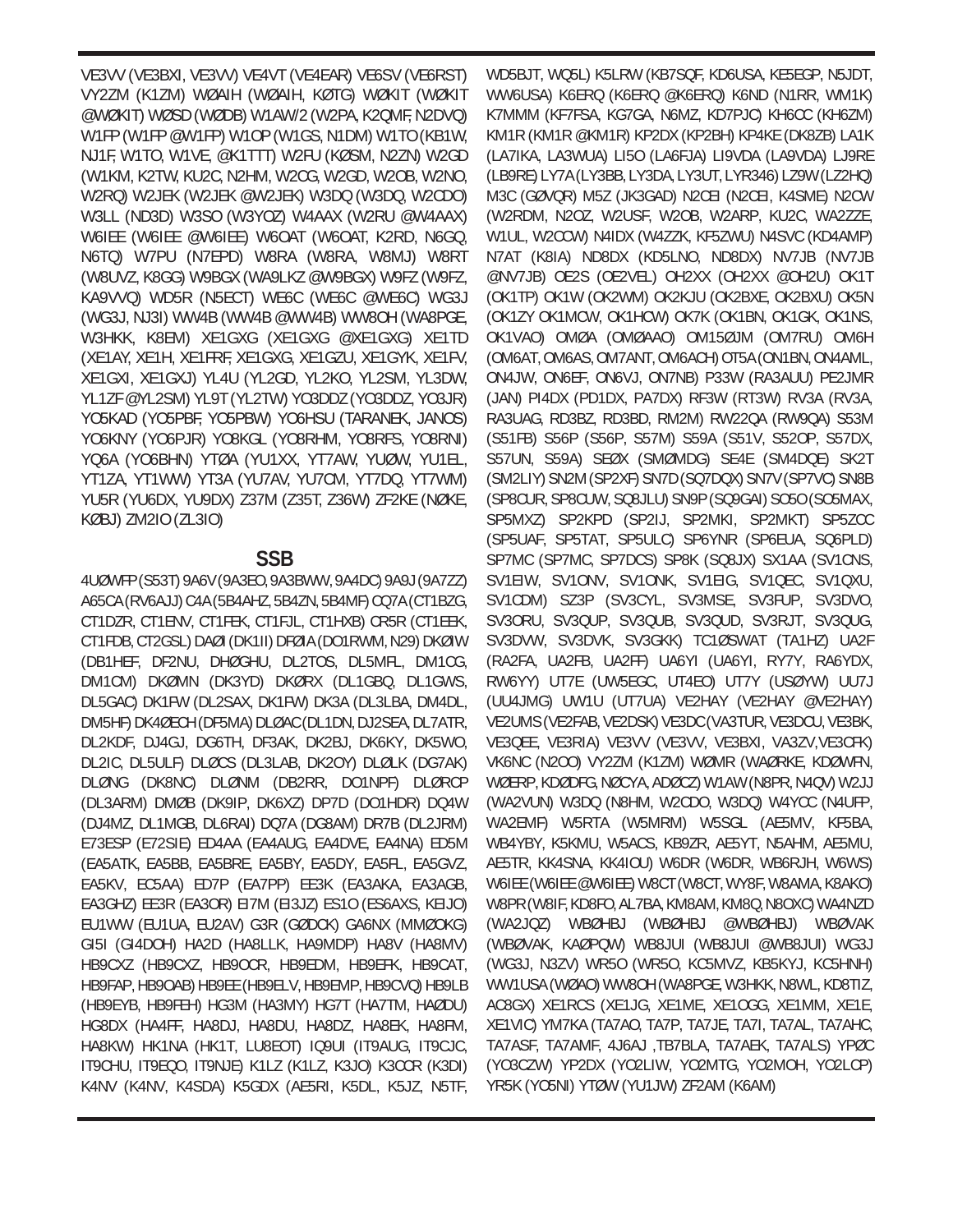VE3VV (VE3BXI, VE3VV) VE4VT (VE4EAR) VE6SV (VE6RST) VY2ZM (K1ZM) WØAIH (WØAIH, KØTG) WØKIT (WØKIT @WØKIT) WØSD (WØDB) W1AW/2 (W2PA, K2QMF, N2DVQ) W1FP (W1FP @W1FP) W1OP (W1GS, N1DM) W1TO (KB1W, NJ1F, W1TO, W1VE, @K1TTT) W2FU (KØSM, N2ZN) W2GD (W1KM, K2TW, KU2C, N2HM, W2CG, W2GD, W2OB, W2NO, W2RQ) W2JEK (W2JEK @W2JEK) W3DQ (W3DQ, W2CDO) W3LL (ND3D) W3SO (W3YOZ) W4AAX (W2RU @W4AAX) W6IEE (W6IEE @W6IEE) W6OAT (W6OAT, K2RD, N6GQ, N6TQ) W7PU (N7EPD) W8RA (W8RA, W8MJ) W8RT (W8UVZ, K8GG) W9BGX (WA9LKZ @W9BGX) W9FZ (W9FZ, KA9VVQ) WD5R (N5ECT) WE6C (WE6C @WE6C) WG3J (WG3J, NJ3I) WW4B (WW4B @WW4B) WW8OH (WA8PGE, W3HKK, K8EM) XE1GXG (XE1GXG @XE1GXG) XE1TD (XE1AY, XE1H, XE1FRF, XE1GXG, XE1GZU, XE1GYK, XE1FV, XE1GXI, XE1GXJ) YL4U (YL2GD, YL2KO, YL2SM, YL3DW, YL1ZF @YL2SM) YL9T (YL2TW) YO3DDZ (YO3DDZ, YO3JR) YO5KAD (YO5PBF, YO5PBW) YO6HSU (TARANEK, JANOS) YO6KNY (YO6PJR) YO8KGL (YO8RHM, YO8RFS, YO8RNI) YQ6A (YO6BHN) YTØA (YU1XX, YT7AW, YUØW, YU1EL, YT1ZA, YT1WW) YT3A (YU7AV, YU7CM, YT7DQ, YT7WM) YU5R (YU6DX, YU9DX) Z37M (Z35T, Z36W) ZF2KE (NØKE, KØBJ) ZM2IO (ZL3IO)

## SSB

4UØWFP (S53T) 9A6V (9A3EO, 9A3BWW, 9A4DC) 9A9J (9A7ZZ) A65CA (RV6AJJ) C4A (5B4AHZ, 5B4ZN, 5B4MF) CQ7A (CT1BZG, CT1DZR, CT1ENV, CT1FEK, CT1FJL, CT1HXB) CR5R (CT1EEK, CT1FDB, CT2GSL) DAØI (DK1II) DFØIA (DO1RWM, N29) DKØIW (DB1HEF, DF2NU, DHØGHU, DL2TOS, DL5MFL, DM1CG, DM1CM) DKØMN (DK3YD) DKØRX (DL1GBQ, DL1GWS, DL5GAC) DK1FW (DL2SAX, DK1FW) DK3A (DL3LBA, DM4DL, DM5HF) DK4ØECH (DF5MA) DLØAC (DL1DN, DJ2SEA, DL7ATR, DL2KDF, DJ4GJ, DG6TH, DF3AK, DK2BJ, DK6KY, DK5WO, DL2IC, DL5ULF) DLØCS (DL3LAB, DK2OY) DLØLK (DG7AK) DLØNG (DK8NC) DLØNM (DB2RR, DO1NPF) DLØRCP (DL3ARM) DMØB (DK9IP, DK6XZ) DP7D (DO1HDR) DQ4W (DJ4MZ, DL1MGB, DL6RAI) DQ7A (DG8AM) DR7B (DL2JRM) E73ESP (E72SIE) ED4AA (EA4AUG, EA4DVE, EA4NA) ED5M (EA5ATK, EA5BB, EA5BRE, EA5BY, EA5DY, EA5FL, EA5GVZ, EA5KV, EC5AA) ED7P (EA7PP) EE3K (EA3AKA, EA3AGB, EA3GHZ) EE3R (EA3OR) EI7M (EI3JZ) ES1O (ES6AXS, KEIJO) EU1WW (EU1UA, EU2AV) G3R (GØDCK) GA6NX (MMØOKG) GI5I (GI4DOH) HA2D (HA8LLK, HA9MDP) HA8V (HA8MV) HB9CXZ (HB9CXZ, HB9OCR, HB9EDM, HB9EFK, HB9CAT, HB9FAP, HB9OAB) HB9EE (HB9ELV, HB9EMP, HB9CVQ) HB9LB (HB9EYB, HB9FEH) HG3M (HA3MY) HG7T (HA7TM, HAØDU) HG8DX (HA4FF, HA8DJ, HA8DU, HA8DZ, HA8EK, HA8FM, HA8KW) HK1NA (HK1T, LU8EOT) IQ9UI (IT9AUG, IT9CJC, IT9CHU, IT9EQO, IT9NJE) K1LZ (K1LZ, K3JO) K3CCR (K3DI) K4NV (K4NV, K4SDA) K5GDX (AE5RI, K5DL, K5JZ, N5TF, WD5BJT, WQ5L) K5LRW (KB7SQF, KD6USA, KE5EGP, N5JDT, WW6USA) K6ERQ (K6ERQ @K6ERQ) K6ND (N1RR, WM1K) K7MMM (KF7FSA, KG7GA, N6MZ, KD7PJC) KH6CC (KH6ZM) KM1R (KM1R @KM1R) KP2DX (KP2BH) KP4KE (DK8ZB) LA1K (LA7IKA, LA3WUA) LI5O (LA6FJA) LI9VDA (LA9VDA) LJ9RE (LB9RE) LY7A (LY3BB, LY3DA, LY3UT, LYR346) LZ9W (LZ2HQ) M3C (GØVQR) M5Z (JK3GAD) N2CEI (N2CEI, K4SME) N2CW (W2RDM, N2OZ, W2USF, W2OB, W2ARP, KU2C, WA2ZZE, W1UL, W2CCW) N4IDX (W4ZZK, KF5ZWU) N4SVC (KD4AMP) N7AT (K8IA) ND8DX (KD5LNO, ND8DX) NV7JB (NV7JB @NV7JB) OE2S (OE2VEL) OH2XX (OH2XX @OH2U) OK1T (OK1TP) OK1W (OK2WM) OK2KJU (OK2BXE, OK2BXU) OK5N (OK1ZY OK1MCW, OK1HCW) OK7K (OK1BN, OK1GK, OK1NS, OK1VAO) OMØA (OMØAAO) OM15ØJM (OM7RU) OM6H (OM6AT, OM6AS, OM7ANT, OM6ACH) OT5A (ON1BN, ON4AML, ON4JW, ON6EF, ON6VJ, ON7NB) P33W (RA3AUU) PE2JMR (JAN) PI4DX (PD1DX, PA7DX) RF3W (RT3W) RV3A (RV3A, RA3UAG, RD3BZ, RD3BD, RM2M) RW22QA (RW9QA) S53M (S51FB) S56P (S56P, S57M) S59A (S51V, S52OP, S57DX, S57UN, S59A) SEØX (SMØMDG) SE4E (SM4DQE) SK2T (SM2LIY) SN2M (SP2XF) SN7D (SQ7DQX) SN7V (SP7VC) SN8B (SP8CUR, SP8CUW, SQ8JLU) SN9P (SQ9GAI) SO5O (SO5MAX, SP5MXZ) SP2KPD (SP2IJ, SP2MKI, SP2MKT) SP5ZCC (SP5UAF, SP5TAT, SP5ULC) SP6YNR (SP6EUA, SQ6PLD) SP7MC (SP7MC, SP7DCS) SP8K (SQ8JX) SX1AA (SV1CNS, SV1EIW, SV1ONV, SV1ONK, SV1EIG, SV1QEC, SV1QXU, SV1CDM) SZ3P (SV3CYL, SV3MSE, SV3FUP, SV3DVO, SV3ORU, SV3QUP, SV3QUB, SV3QUD, SV3RJT, SV3QUG, SV3DVW, SV3DVK, SV3GKK) TC1ØSWAT (TA1HZ) UA2F (RA2FA, UA2FB, UA2FF) UA6YI (UA6YI, RY7Y, RA6YDX, RW6YY) UT7E (UW5EGC, UT4EO) UT7Y (USØYW) UU7J (UU4JMG) UW1U (UT7UA) VE2HAY (VE2HAY @VE2HAY) VE2UMS (VE2FAB, VE2DSK) VE3DC (VA3TUR, VE3DCU, VE3BK, VE3QEE, VE3RIA) VE3VV (VE3VV, VE3BXI, VA3ZV, VE3CFK) VK6NC (N2OO) VY2ZM (K1ZM) WØMR (WAØRKE, KDØWFN, WØERP, KDØDFG, NØCYA, ADØCZ) W1AW (N8PR, N4QV) W2JJ (WA2VUN) W3DQ (N8HM, W2CDO, W3DQ) W4YCC (N4UFP, WA2EMF) W5RTA (W5MRM) W5SGL (AE5MV, KF5BA, WB4YBY, K5KMU, W5ACS, KB9ZR, AE5YT, N5AHM, AE5MU, AE5TR, KK4SNA, KK4IOU) W6DR (W6DR, WB6RJH, W6WS) W6IEE (W6IEE @W6IEE) W8CT (W8CT, WY8F, W8AMA, K8AKO) W8PR (W8IF, KD8FO, AL7BA, KM8AM, KM8Q, N8OXC) WA4NZD (WA2JQZ) WBØHBJ (WBØHBJ @WBØHBJ) WBØVAK (WBØVAK, KAØPQW) WB8JUI (WB8JUI @WB8JUI) WG3J (WG3J, N3ZV) WR5O (WR5O, KC5MVZ, KB5KYJ, KC5HNH) WW1USA (WØAO) WW8OH (WA8PGE, W3HKK, N8WL, KD8TIZ, AC8GX) XE1RCS (XE1JG, XE1ME, XE1OGG, XE1MM, XE1E, XE1VIC) YM7KA (TA7AO, TA7P, TA7JE, TA7I, TA7AL, TA7AHC, TA7ASF, TA7AMF, 4J6AJ ,TB7BLA, TA7AEK, TA7ALS) YPØC (YO3CZW) YP2DX (YO2LIW, YO2MTG, YO2MOH, YO2LCP) YR5K (YO5NI) YTØW (YU1JW) ZF2AM (K6AM)